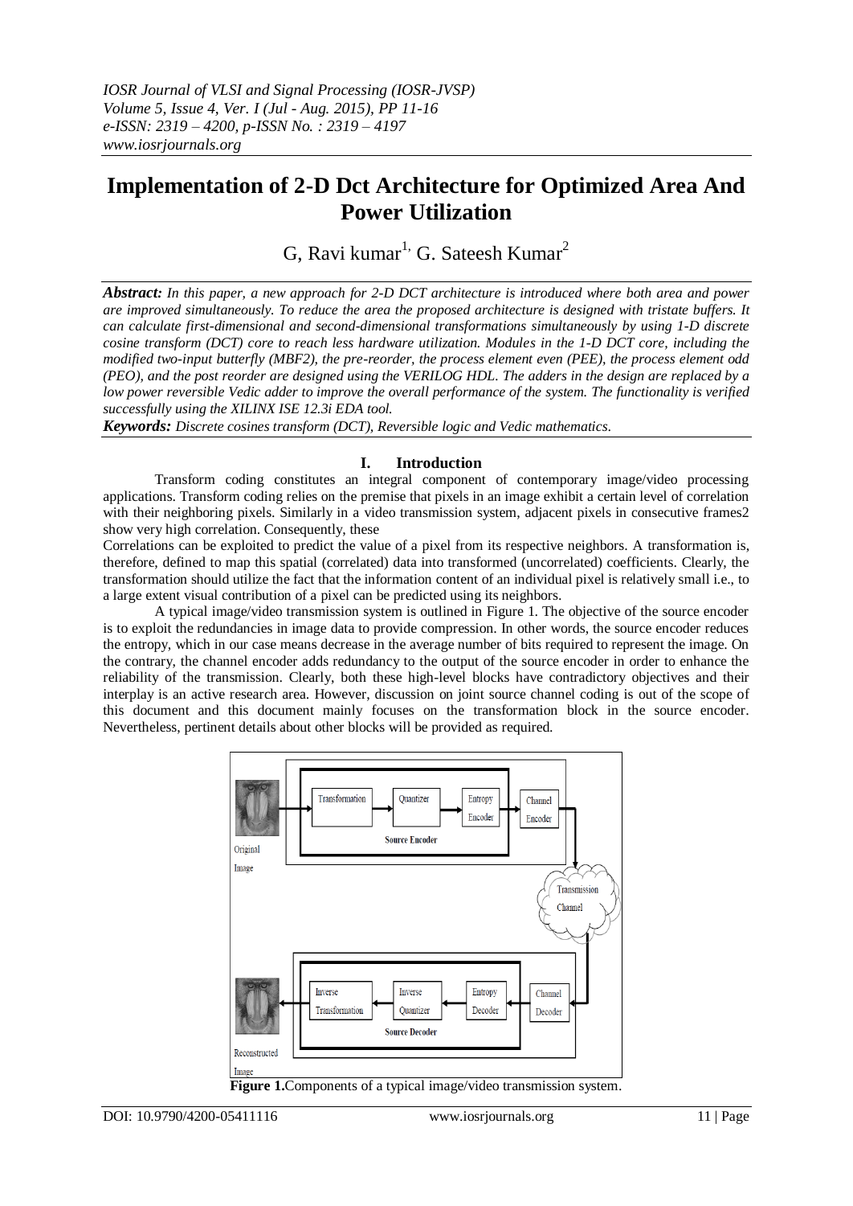# Implementation of 2-D Dct Architecture for Optimized Area And Power Utilization

G, Ravi kumar[1], G. Sateesh Kumar[2]

***Abstract:*** *In this paper, a new approach for 2-D DCT architecture is introduced where both area and power are improved simultaneously. To reduce the area the proposed architecture is designed with tristate buffers. It can calculate first-dimensional and second-dimensional transformations simultaneously by using 1-D discrete cosine transform (DCT) core to reach less hardware utilization. Modules in the 1-D DCT core, including the modified two-input butterfly (MBF2), the pre-reorder, the process element even (PEE), the process element odd (PEO), and the post reorder are designed using the VERILOG HDL. The adders in the design are replaced by a low power reversible Vedic adder to improve the overall performance of the system. The functionality is verified successfully using the XILINX ISE 12.3i EDA tool.*

***Keywords:*** *Discrete cosines transform (DCT), Reversible logic and Vedic mathematics.*

## I. Introduction

Transform coding constitutes an integral component of contemporary image/video processing applications. Transform coding relies on the premise that pixels in an image exhibit a certain level of correlation with their neighboring pixels. Similarly in a video transmission system, adjacent pixels in consecutive frames2 show very high correlation. Consequently, these

Correlations can be exploited to predict the value of a pixel from its respective neighbors. A transformation is, therefore, defined to map this spatial (correlated) data into transformed (uncorrelated) coefficients. Clearly, the transformation should utilize the fact that the information content of an individual pixel is relatively small i.e., to a large extent visual contribution of a pixel can be predicted using its neighbors.

A typical image/video transmission system is outlined in Figure 1. The objective of the source encoder is to exploit the redundancies in image data to provide compression. In other words, the source encoder reduces the entropy, which in our case means decrease in the average number of bits required to represent the image. On the contrary, the channel encoder adds redundancy to the output of the source encoder in order to enhance the reliability of the transmission. Clearly, both these high-level blocks have contradictory objectives and their interplay is an active research area. However, discussion on joint source channel coding is out of the scope of this document and this document mainly focuses on the transformation block in the source encoder. Nevertheless, pertinent details about other blocks will be provided as required.

**Figure 1.**Components of a typical image/video transmission system.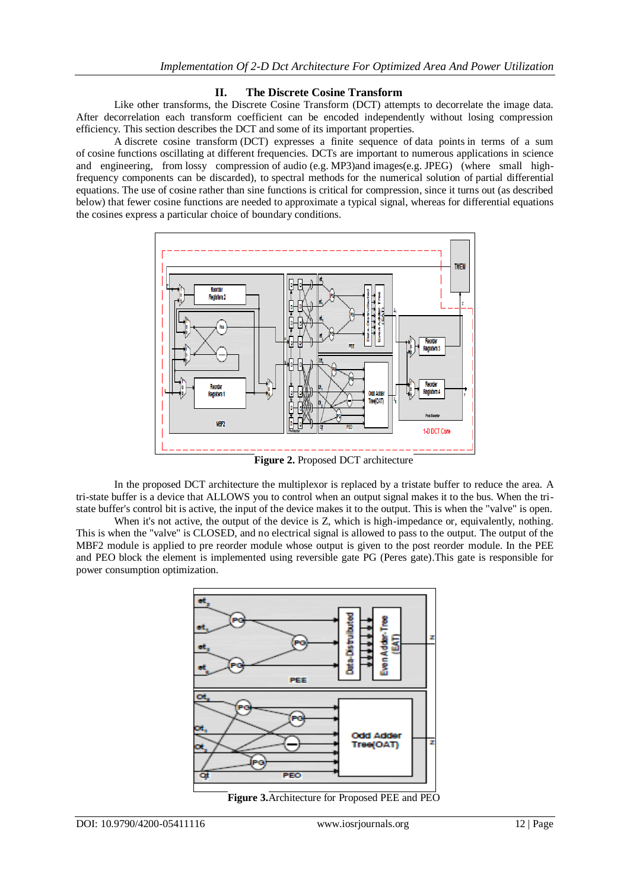## II. The Discrete Cosine Transform

Like other transforms, the Discrete Cosine Transform (DCT) attempts to decorrelate the image data. After decorrelation each transform coefficient can be encoded independently without losing compression efficiency. This section describes the DCT and some of its important properties.

A discrete cosine transform (DCT) expresses a finite sequence of data points in terms of a sum of cosine functions oscillating at different frequencies. DCTs are important to numerous applications in science and engineering, from lossy compression of audio (e.g. MP3)and images(e.g. JPEG) (where small high-frequency components can be discarded), to spectral methods for the numerical solution of partial differential equations. The use of cosine rather than sine functions is critical for compression, since it turns out (as described below) that fewer cosine functions are needed to approximate a typical signal, whereas for differential equations the cosines express a particular choice of boundary conditions.

**Figure 2.** Proposed DCT architecture

In the proposed DCT architecture the multiplexor is replaced by a tristate buffer to reduce the area. A tri-state buffer is a device that ALLOWS you to control when an output signal makes it to the bus. When the tri-state buffer's control bit is active, the input of the device makes it to the output. This is when the "valve" is open.

When it's not active, the output of the device is Z, which is high-impedance or, equivalently, nothing. This is when the "valve" is CLOSED, and no electrical signal is allowed to pass to the output. The output of the MBF2 module is applied to pre reorder module whose output is given to the post reorder module. In the PEE and PEO block the element is implemented using reversible gate PG (Peres gate).This gate is responsible for power consumption optimization.

**Figure 3.**Architecture for Proposed PEE and PEO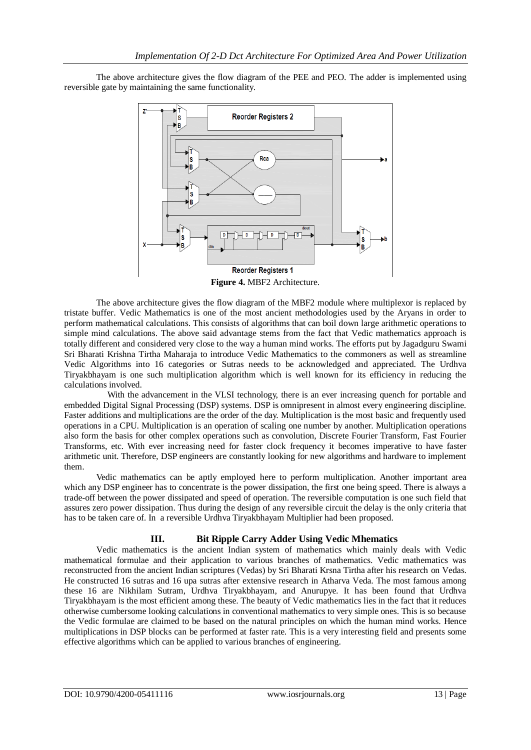The above architecture gives the flow diagram of the PEE and PEO. The adder is implemented using reversible gate by maintaining the same functionality.

**Figure 4.** MBF2 Architecture.

The above architecture gives the flow diagram of the MBF2 module where multiplexor is replaced by tristate buffer. Vedic Mathematics is one of the most ancient methodologies used by the Aryans in order to perform mathematical calculations. This consists of algorithms that can boil down large arithmetic operations to simple mind calculations. The above said advantage stems from the fact that Vedic mathematics approach is totally different and considered very close to the way a human mind works. The efforts put by Jagadguru Swami Sri Bharati Krishna Tirtha Maharaja to introduce Vedic Mathematics to the commoners as well as streamline Vedic Algorithms into 16 categories or Sutras needs to be acknowledged and appreciated. The Urdhva Tiryakbhayam is one such multiplication algorithm which is well known for its efficiency in reducing the calculations involved.

With the advancement in the VLSI technology, there is an ever increasing quench for portable and embedded Digital Signal Processing (DSP) systems. DSP is omnipresent in almost every engineering discipline. Faster additions and multiplications are the order of the day. Multiplication is the most basic and frequently used operations in a CPU. Multiplication is an operation of scaling one number by another. Multiplication operations also form the basis for other complex operations such as convolution, Discrete Fourier Transform, Fast Fourier Transforms, etc. With ever increasing need for faster clock frequency it becomes imperative to have faster arithmetic unit. Therefore, DSP engineers are constantly looking for new algorithms and hardware to implement them.

Vedic mathematics can be aptly employed here to perform multiplication. Another important area which any DSP engineer has to concentrate is the power dissipation, the first one being speed. There is always a trade-off between the power dissipated and speed of operation. The reversible computation is one such field that assures zero power dissipation. Thus during the design of any reversible circuit the delay is the only criteria that has to be taken care of. In a reversible Urdhva Tiryakbhayam Multiplier had been proposed.

## III. Bit Ripple Carry Adder Using Vedic Mhematics

Vedic mathematics is the ancient Indian system of mathematics which mainly deals with Vedic mathematical formulae and their application to various branches of mathematics. Vedic mathematics was reconstructed from the ancient Indian scriptures (Vedas) by Sri Bharati Krsna Tirtha after his research on Vedas. He constructed 16 sutras and 16 upa sutras after extensive research in Atharva Veda. The most famous among these 16 are Nikhilam Sutram, Urdhva Tiryakbhayam, and Anurupye. It has been found that Urdhva Tiryakbhayam is the most efficient among these. The beauty of Vedic mathematics lies in the fact that it reduces otherwise cumbersome looking calculations in conventional mathematics to very simple ones. This is so because the Vedic formulae are claimed to be based on the natural principles on which the human mind works. Hence multiplications in DSP blocks can be performed at faster rate. This is a very interesting field and presents some effective algorithms which can be applied to various branches of engineering.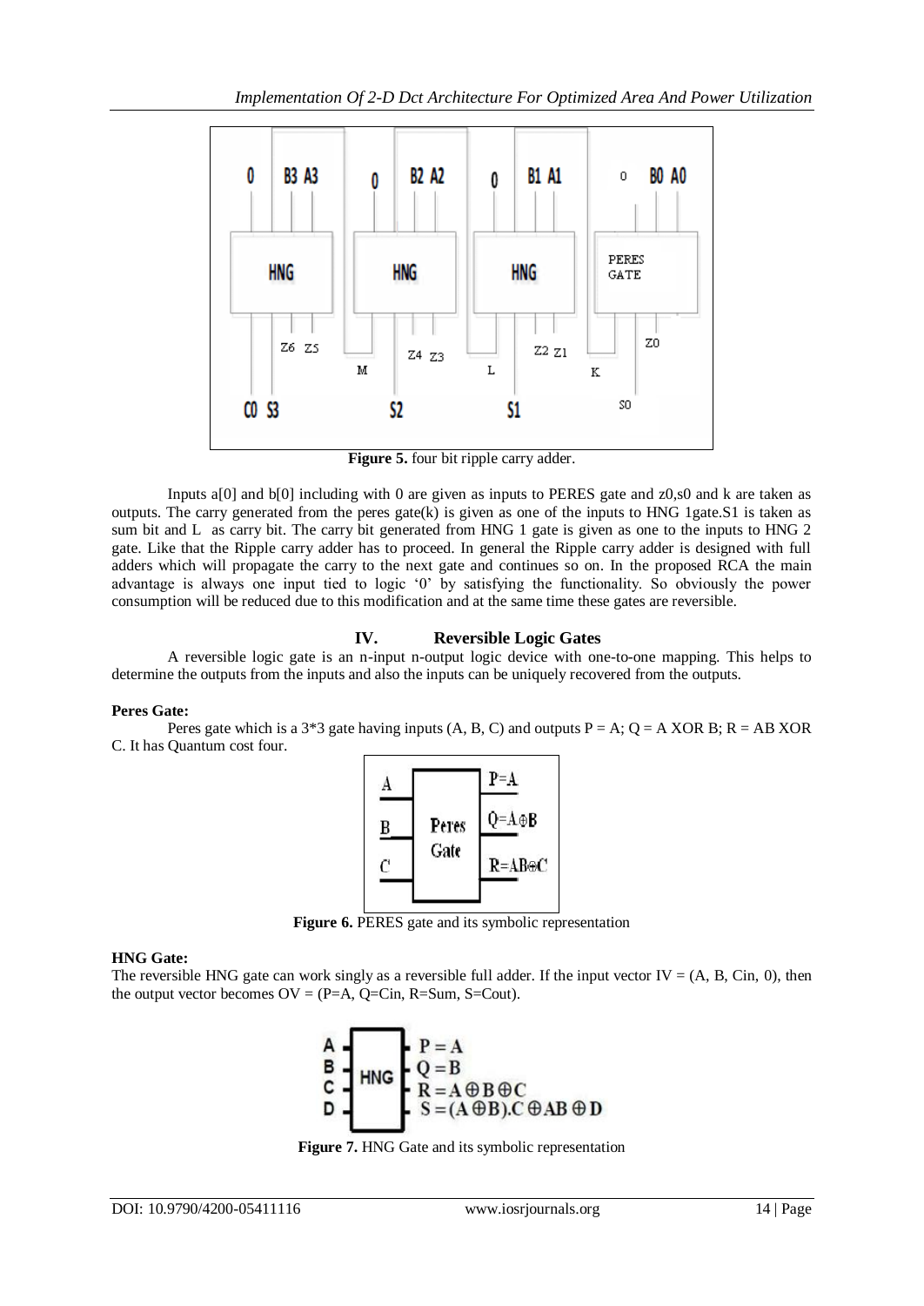**Figure 5.** four bit ripple carry adder.

Inputs a[0] and b[0] including with 0 are given as inputs to PERES gate and z0,s0 and k are taken as outputs. The carry generated from the peres gate(k) is given as one of the inputs to HNG 1gate.S1 is taken as sum bit and L as carry bit. The carry bit generated from HNG 1 gate is given as one to the inputs to HNG 2 gate. Like that the Ripple carry adder has to proceed. In general the Ripple carry adder is designed with full adders which will propagate the carry to the next gate and continues so on. In the proposed RCA the main advantage is always one input tied to logic '0' by satisfying the functionality. So obviously the power consumption will be reduced due to this modification and at the same time these gates are reversible.

## IV. Reversible Logic Gates

A reversible logic gate is an n-input n-output logic device with one-to-one mapping. This helps to determine the outputs from the inputs and also the inputs can be uniquely recovered from the outputs.

**Peres Gate:**

Peres gate which is a 3*3 gate having inputs (A, B, C) and outputs P = A; Q = A XOR B; R = AB XOR C. It has Quantum cost four.

**Figure 6.** PERES gate and its symbolic representation

**HNG Gate:**

The reversible HNG gate can work singly as a reversible full adder. If the input vector IV = (A, B, Cin, 0), then the output vector becomes OV = (P=A, Q=Cin, R=Sum, S=Cout).

**Figure 7.** HNG Gate and its symbolic representation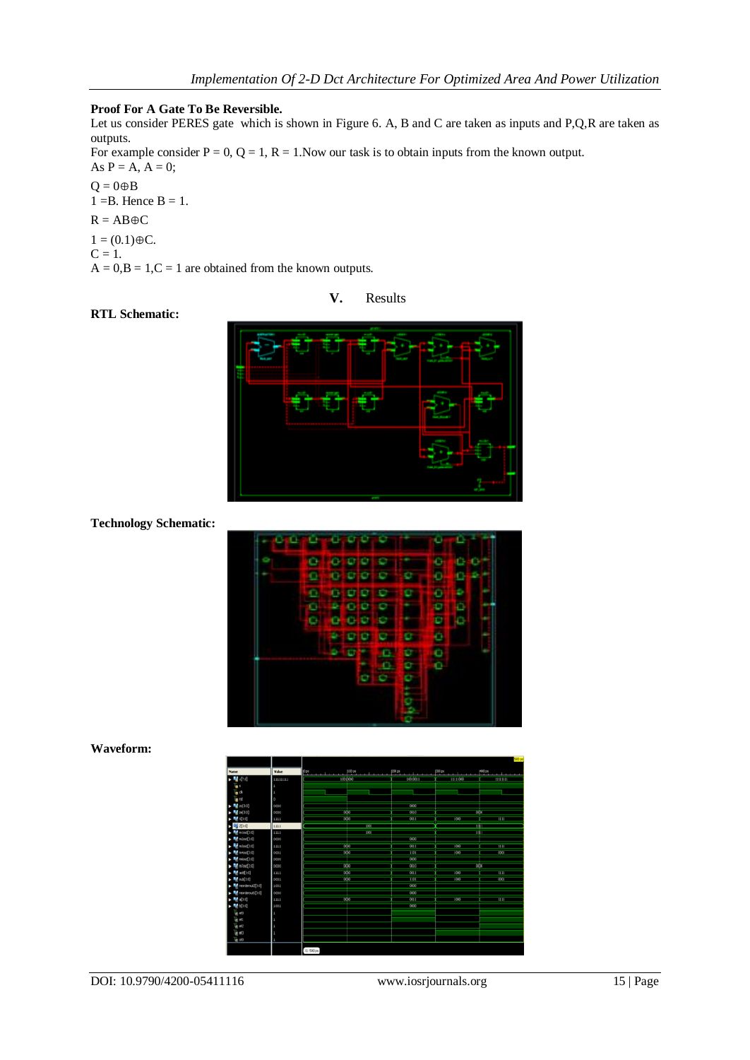**Proof For A Gate To Be Reversible.**

Let us consider PERES gate which is shown in Figure 6. A, B and C are taken as inputs and P,Q,R are taken as outputs.

For example consider P = 0, Q = 1, R = 1.Now our task is to obtain inputs from the known output.

As P = A, A = 0;

$Q = 0 \oplus B$

$1 = B$. Hence B = 1.

$R = AB \oplus C$

$1 = (0.1) \oplus C$.

C = 1.

A = 0,B = 1,C = 1 are obtained from the known outputs.

## V. Results

**RTL Schematic:**

**Technology Schematic:**

**Waveform:**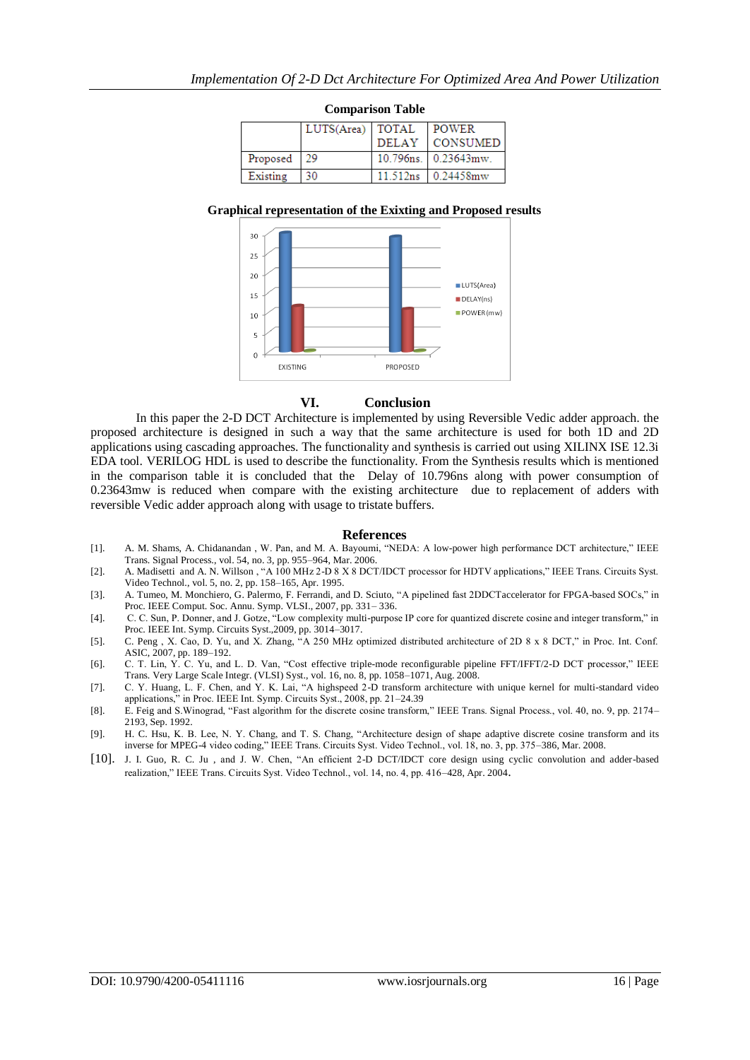**Comparison Table**

| | LUTS(Area) | TOTAL DELAY | POWER CONSUMED |
|---|---|---|---|
| Proposed | 29 | 10.796ns. | 0.23643mw. |
| Existing | 30 | 11.512ns | 0.24458mw |

**Graphical representation of the Exixting and Proposed results**

30
25
20
15
10
5
0
EXISTING
PROPOSED
LUTS(Area)
DELAY(ns)
POWER(mw)

## VI. Conclusion

In this paper the 2-D DCT Architecture is implemented by using Reversible Vedic adder approach. the proposed architecture is designed in such a way that the same architecture is used for both 1D and 2D applications using cascading approaches. The functionality and synthesis is carried out using XILINX ISE 12.3i EDA tool. VERILOG HDL is used to describe the functionality. From the Synthesis results which is mentioned in the comparison table it is concluded that the Delay of 10.796ns along with power consumption of 0.23643mw is reduced when compare with the existing architecture due to replacement of adders with reversible Vedic adder approach along with usage to tristate buffers.

## References

[1]. A. M. Shams, A. Chidanandan , W. Pan, and M. A. Bayoumi, "NEDA: A low-power high performance DCT architecture," IEEE Trans. Signal Process., vol. 54, no. 3, pp. 955–964, Mar. 2006.

[2]. A. Madisetti and A. N. Willson , "A 100 MHz 2-D 8 X 8 DCT/IDCT processor for HDTV applications," IEEE Trans. Circuits Syst. Video Technol., vol. 5, no. 2, pp. 158–165, Apr. 1995.

[3]. A. Tumeo, M. Monchiero, G. Palermo, F. Ferrandi, and D. Sciuto, "A pipelined fast 2DDCTaccelerator for FPGA-based SOCs," in Proc. IEEE Comput. Soc. Annu. Symp. VLSI., 2007, pp. 331– 336.

[4]. C. C. Sun, P. Donner, and J. Gotze, "Low complexity multi-purpose IP core for quantized discrete cosine and integer transform," in Proc. IEEE Int. Symp. Circuits Syst.,2009, pp. 3014–3017.

[5]. C. Peng , X. Cao, D. Yu, and X. Zhang, "A 250 MHz optimized distributed architecture of 2D 8 x 8 DCT," in Proc. Int. Conf. ASIC, 2007, pp. 189–192.

[6]. C. T. Lin, Y. C. Yu, and L. D. Van, "Cost effective triple-mode reconfigurable pipeline FFT/IFFT/2-D DCT processor," IEEE Trans. Very Large Scale Integr. (VLSI) Syst., vol. 16, no. 8, pp. 1058–1071, Aug. 2008.

[7]. C. Y. Huang, L. F. Chen, and Y. K. Lai, "A highspeed 2-D transform architecture with unique kernel for multi-standard video applications," in Proc. IEEE Int. Symp. Circuits Syst., 2008, pp. 21–24.39

[8]. E. Feig and S.Winograd, "Fast algorithm for the discrete cosine transform," IEEE Trans. Signal Process., vol. 40, no. 9, pp. 2174–2193, Sep. 1992.

[9]. H. C. Hsu, K. B. Lee, N. Y. Chang, and T. S. Chang, "Architecture design of shape adaptive discrete cosine transform and its inverse for MPEG-4 video coding," IEEE Trans. Circuits Syst. Video Technol., vol. 18, no. 3, pp. 375–386, Mar. 2008.

[10]. J. I. Guo, R. C. Ju , and J. W. Chen, "An efficient 2-D DCT/IDCT core design using cyclic convolution and adder-based realization," IEEE Trans. Circuits Syst. Video Technol., vol. 14, no. 4, pp. 416–428, Apr. 2004.